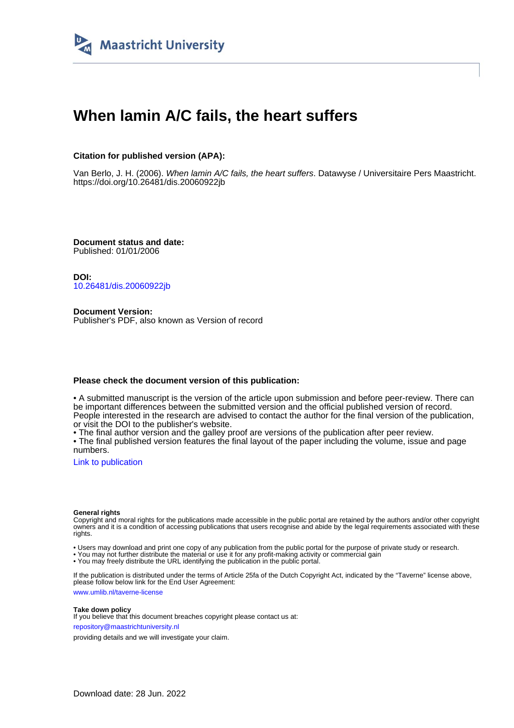# When lamin A/C fails, the heart suffers

**Citation for published version (APA):**

Van Berlo, J. H. (2006). *When lamin A/C fails, the heart suffers*. Datawyse / Universitaire Pers Maastricht. https://doi.org/10.26481/dis.20060922jb

**Document status and date:**
Published: 01/01/2006

**DOI:**
10.26481/dis.20060922jb

**Document Version:**
Publisher's PDF, also known as Version of record

**Please check the document version of this publication:**

- A submitted manuscript is the version of the article upon submission and before peer-review. There can be important differences between the submitted version and the official published version of record. People interested in the research are advised to contact the author for the final version of the publication, or visit the DOI to the publisher's website.
- The final author version and the galley proof are versions of the publication after peer review.
- The final published version features the final layout of the paper including the volume, issue and page numbers.

Link to publication

**General rights**
Copyright and moral rights for the publications made accessible in the public portal are retained by the authors and/or other copyright owners and it is a condition of accessing publications that users recognise and abide by the legal requirements associated with these rights.

- Users may download and print one copy of any publication from the public portal for the purpose of private study or research.
- You may not further distribute the material or use it for any profit-making activity or commercial gain
- You may freely distribute the URL identifying the publication in the public portal.

If the publication is distributed under the terms of Article 25fa of the Dutch Copyright Act, indicated by the "Taverne" license above, please follow below link for the End User Agreement:

www.umlib.nl/taverne-license

**Take down policy**
If you believe that this document breaches copyright please contact us at:

repository@maastrichtuniversity.nl

providing details and we will investigate your claim.

Download date: 28 Jun. 2022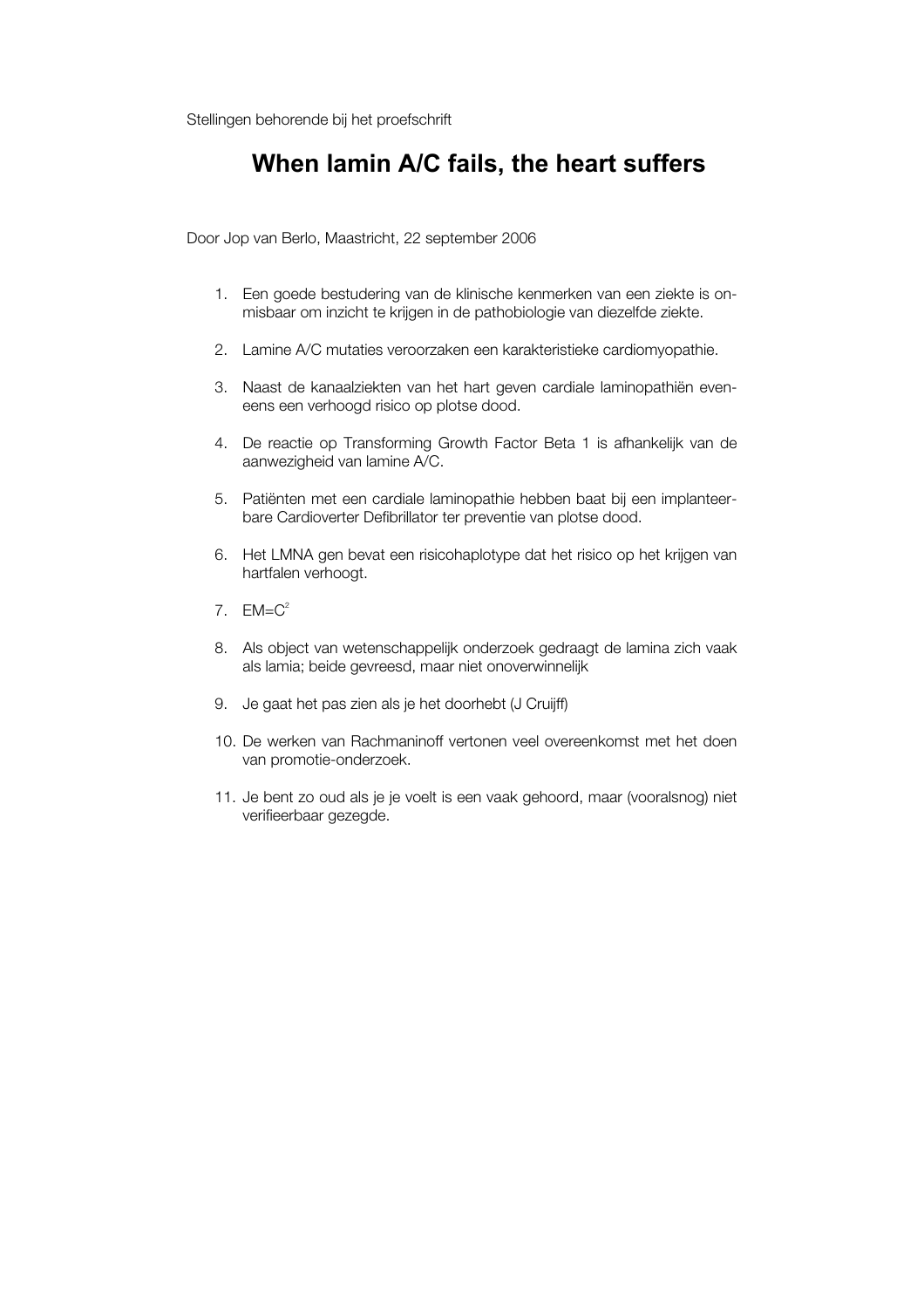Stellingen behorende bij het proefschrift

# When lamin A/C fails, the heart suffers

Door Jop van Berlo, Maastricht, 22 september 2006

1. Een goede bestudering van de klinische kenmerken van een ziekte is onmisbaar om inzicht te krijgen in de pathobiologie van diezelfde ziekte.
2. Lamine A/C mutaties veroorzaken een karakteristieke cardiomyopathie.
3. Naast de kanaalziekten van het hart geven cardiale laminopathiën eveneens een verhoogd risico op plotse dood.
4. De reactie op Transforming Growth Factor Beta 1 is afhankelijk van de aanwezigheid van lamine A/C.
5. Patiënten met een cardiale laminopathie hebben baat bij een implanteerbare Cardioverter Defibrillator ter preventie van plotse dood.
6. Het LMNA gen bevat een risicohaplotype dat het risico op het krijgen van hartfalen verhoogt.
7. $EM=C^2$
8. Als object van wetenschappelijk onderzoek gedraagt de lamina zich vaak als lamia; beide gevreesd, maar niet onoverwinnelijk
9. Je gaat het pas zien als je het doorhebt (J Cruijff)
10. De werken van Rachmaninoff vertonen veel overeenkomst met het doen van promotie-onderzoek.
11. Je bent zo oud als je je voelt is een vaak gehoord, maar (vooralsnog) niet verifieerbaar gezegde.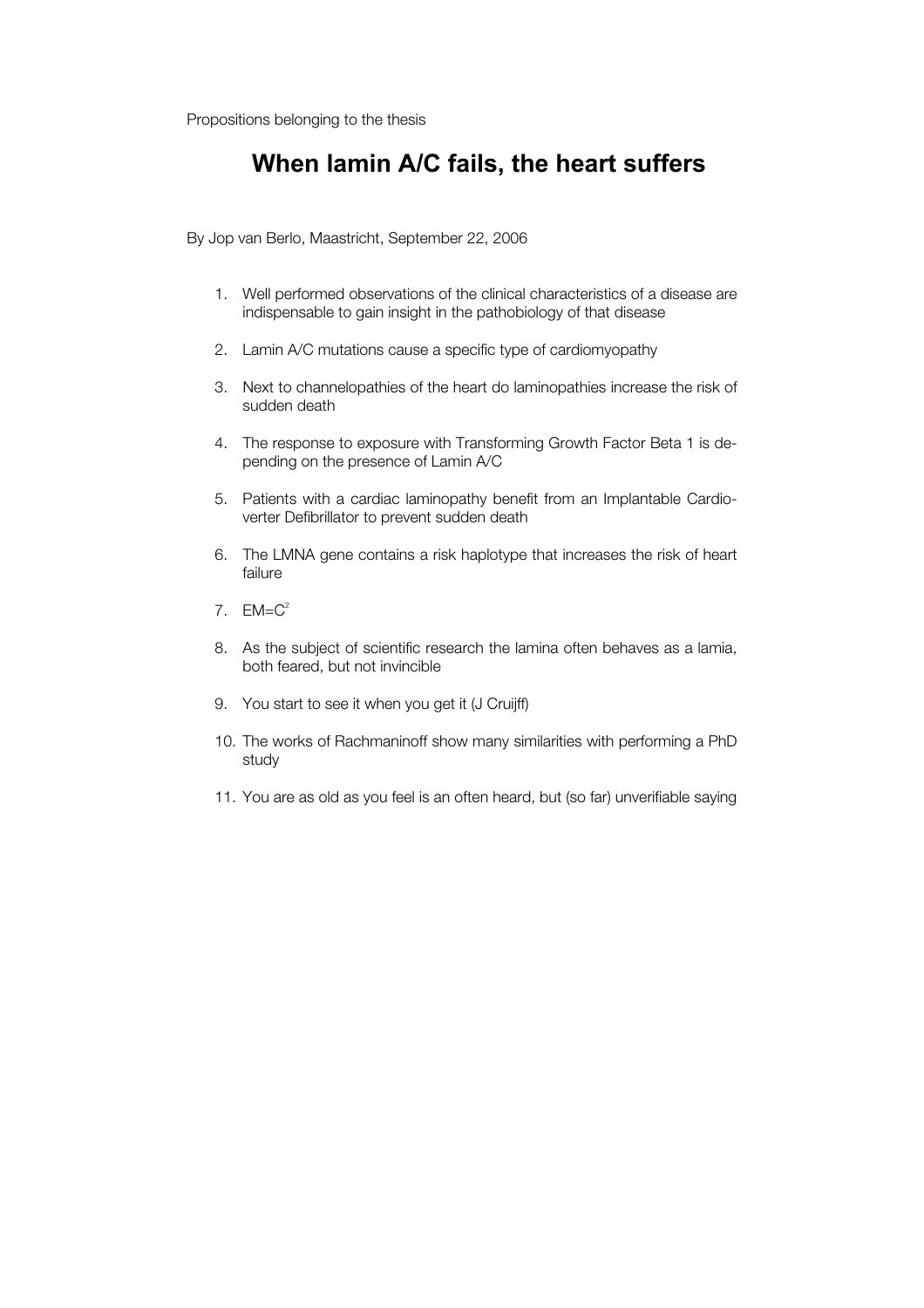Propositions belonging to the thesis

# When lamin A/C fails, the heart suffers

By Jop van Berlo, Maastricht, September 22, 2006

1. Well performed observations of the clinical characteristics of a disease are indispensable to gain insight in the pathobiology of that disease
2. Lamin A/C mutations cause a specific type of cardiomyopathy
3. Next to channelopathies of the heart do laminopathies increase the risk of sudden death
4. The response to exposure with Transforming Growth Factor Beta 1 is depending on the presence of Lamin A/C
5. Patients with a cardiac laminopathy benefit from an Implantable Cardioverter Defibrillator to prevent sudden death
6. The LMNA gene contains a risk haplotype that increases the risk of heart failure
7. $EM=C^2$
8. As the subject of scientific research the lamina often behaves as a lamia, both feared, but not invincible
9. You start to see it when you get it (J Cruijff)
10. The works of Rachmaninoff show many similarities with performing a PhD study
11. You are as old as you feel is an often heard, but (so far) unverifiable saying